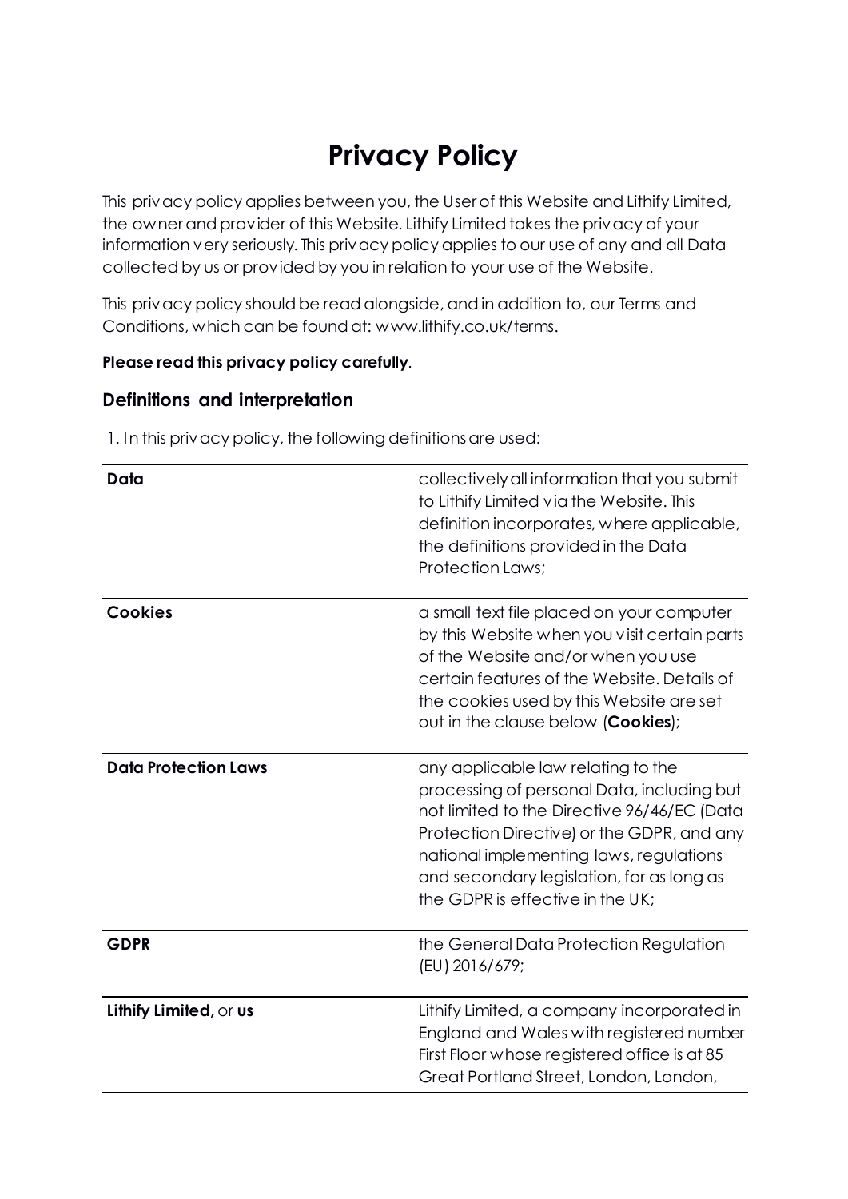# Privacy Policy

This privacy policy applies between you, the User of this Website and Lithify Limited, the owner and provider of this Website. Lithify Limited takes the privacy of your information very seriously. This privacy policy applies to our use of any and all Data collected by us or provided by you in relation to your use of the Website.

This privacy policy should be read alongside, and in addition to, our Terms and Conditions, which can be found at: www.lithify.co.uk/terms.

**Please read this privacy policy carefully**.

## Definitions and interpretation

1. In this privacy policy, the following definitions are used:

| | |
|---|---|
| **Data** | collectively all information that you submit to Lithify Limited via the Website. This definition incorporates, where applicable, the definitions provided in the Data Protection Laws; |
| **Cookies** | a small text file placed on your computer by this Website when you visit certain parts of the Website and/or when you use certain features of the Website. Details of the cookies used by this Website are set out in the clause below (**Cookies**); |
| **Data Protection Laws** | any applicable law relating to the processing of personal Data, including but not limited to the Directive 96/46/EC (Data Protection Directive) or the GDPR, and any national implementing laws, regulations and secondary legislation, for as long as the GDPR is effective in the UK; |
| **GDPR** | the General Data Protection Regulation (EU) 2016/679; |
| **Lithify Limited,** or **us** | Lithify Limited, a company incorporated in England and Wales with registered number First Floor whose registered office is at 85 Great Portland Street, London, London, |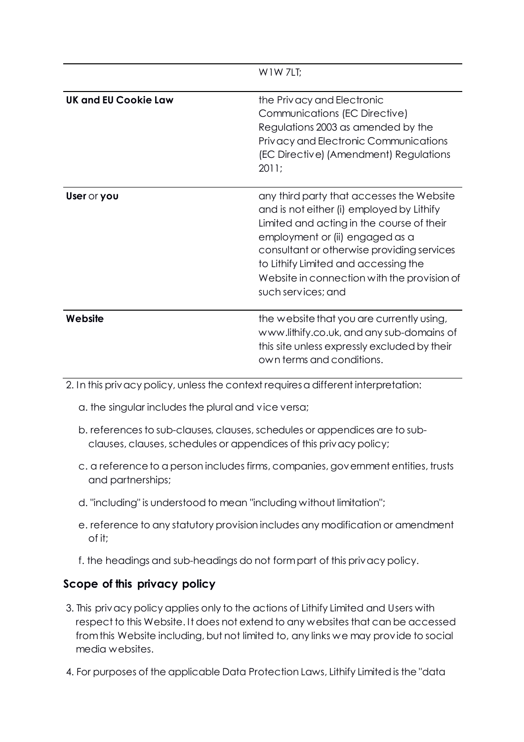| | |
|---|---|
| | W1W 7LT; |
| **UK and EU Cookie Law** | the Privacy and Electronic Communications (EC Directive) Regulations 2003 as amended by the Privacy and Electronic Communications (EC Directive) (Amendment) Regulations 2011; |
| **User** or **you** | any third party that accesses the Website and is not either (i) employed by Lithify Limited and acting in the course of their employment or (ii) engaged as a consultant or otherwise providing services to Lithify Limited and accessing the Website in connection with the provision of such services; and |
| **Website** | the website that you are currently using, www.lithify.co.uk, and any sub-domains of this site unless expressly excluded by their own terms and conditions. |

2. In this privacy policy, unless the context requires a different interpretation:
   a. the singular includes the plural and vice versa;
   b. references to sub-clauses, clauses, schedules or appendices are to sub-clauses, clauses, schedules or appendices of this privacy policy;
   c. a reference to a person includes firms, companies, government entities, trusts and partnerships;
   d. "including" is understood to mean "including without limitation";
   e. reference to any statutory provision includes any modification or amendment of it;
   f. the headings and sub-headings do not form part of this privacy policy.

## Scope of this privacy policy

3. This privacy policy applies only to the actions of Lithify Limited and Users with respect to this Website. It does not extend to any websites that can be accessed from this Website including, but not limited to, any links we may provide to social media websites.

4. For purposes of the applicable Data Protection Laws, Lithify Limited is the "data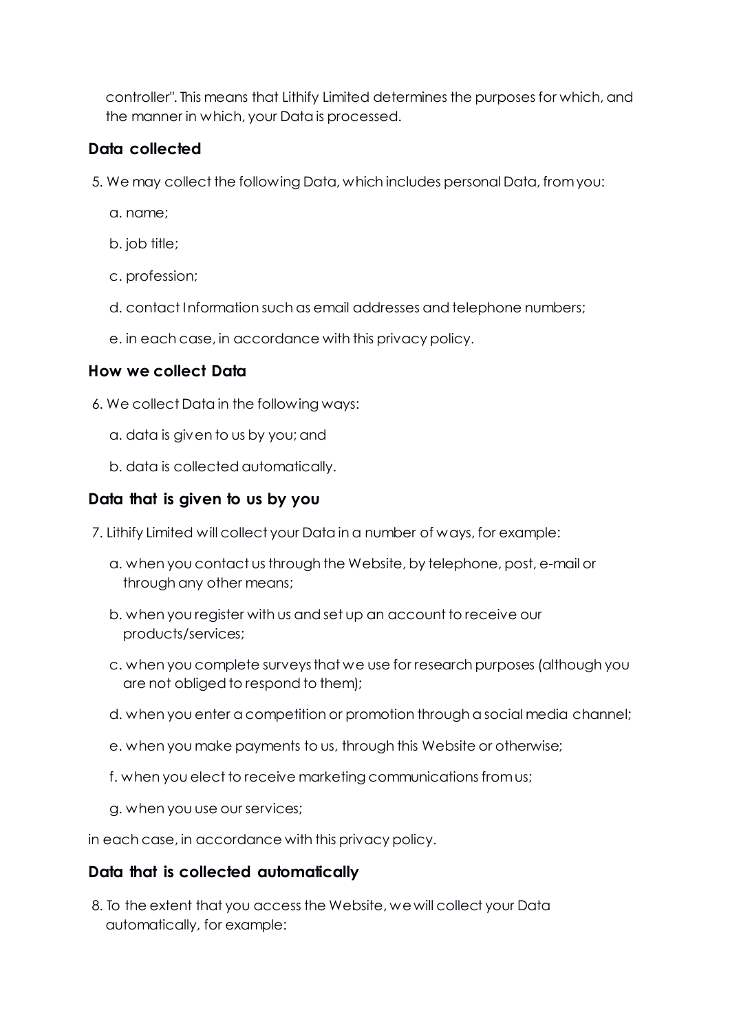controller". This means that Lithify Limited determines the purposes for which, and the manner in which, your Data is processed.

## Data collected

5. We may collect the following Data, which includes personal Data, from you:

   a. name;

   b. job title;

   c. profession;

   d. contact Information such as email addresses and telephone numbers;

   e. in each case, in accordance with this privacy policy.

## How we collect Data

6. We collect Data in the following ways:

   a. data is given to us by you; and

   b. data is collected automatically.

## Data that is given to us by you

7. Lithify Limited will collect your Data in a number of ways, for example:

   a. when you contact us through the Website, by telephone, post, e-mail or through any other means;

   b. when you register with us and set up an account to receive our products/services;

   c. when you complete surveys that we use for research purposes (although you are not obliged to respond to them);

   d. when you enter a competition or promotion through a social media channel;

   e. when you make payments to us, through this Website or otherwise;

   f. when you elect to receive marketing communications from us;

   g. when you use our services;

in each case, in accordance with this privacy policy.

## Data that is collected automatically

8. To the extent that you access the Website, we will collect your Data automatically, for example: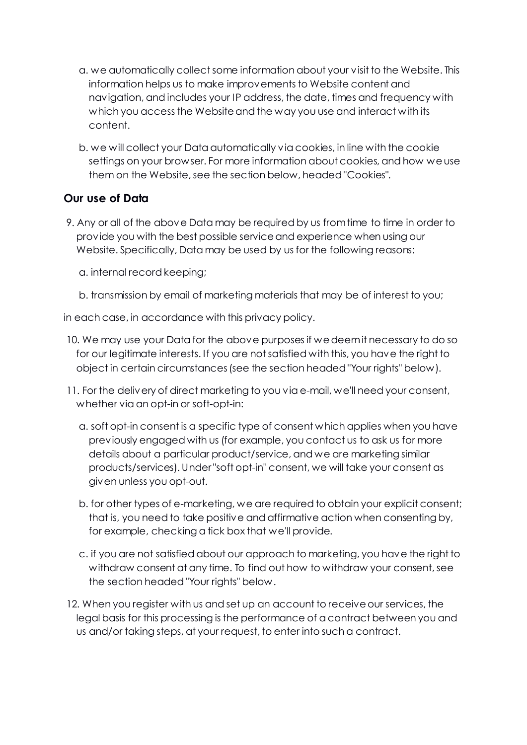a. we automatically collect some information about your visit to the Website. This information helps us to make improvements to Website content and navigation, and includes your IP address, the date, times and frequency with which you access the Website and the way you use and interact with its content.

b. we will collect your Data automatically via cookies, in line with the cookie settings on your browser. For more information about cookies, and how we use them on the Website, see the section below, headed "Cookies".

### Our use of Data

9. Any or all of the above Data may be required by us from time to time in order to provide you with the best possible service and experience when using our Website. Specifically, Data may be used by us for the following reasons:

    a. internal record keeping;

    b. transmission by email of marketing materials that may be of interest to you;

in each case, in accordance with this privacy policy.

10. We may use your Data for the above purposes if we deem it necessary to do so for our legitimate interests. If you are not satisfied with this, you have the right to object in certain circumstances (see the section headed "Your rights" below).

11. For the delivery of direct marketing to you via e-mail, we'll need your consent, whether via an opt-in or soft-opt-in:

    a. soft opt-in consent is a specific type of consent which applies when you have previously engaged with us (for example, you contact us to ask us for more details about a particular product/service, and we are marketing similar products/services). Under "soft opt-in" consent, we will take your consent as given unless you opt-out.

    b. for other types of e-marketing, we are required to obtain your explicit consent; that is, you need to take positive and affirmative action when consenting by, for example, checking a tick box that we'll provide.

    c. if you are not satisfied about our approach to marketing, you have the right to withdraw consent at any time. To find out how to withdraw your consent, see the section headed "Your rights" below.

12. When you register with us and set up an account to receive our services, the legal basis for this processing is the performance of a contract between you and us and/or taking steps, at your request, to enter into such a contract.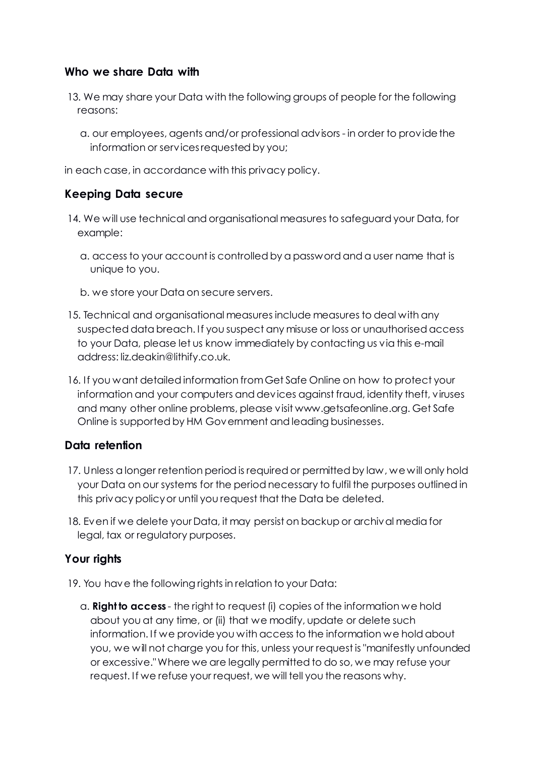### Who we share Data with

13. We may share your Data with the following groups of people for the following reasons:

    a. our employees, agents and/or professional advisors - in order to provide the information or services requested by you;

in each case, in accordance with this privacy policy.

### Keeping Data secure

14. We will use technical and organisational measures to safeguard your Data, for example:

    a. access to your account is controlled by a password and a user name that is unique to you.

    b. we store your Data on secure servers.

15. Technical and organisational measures include measures to deal with any suspected data breach. If you suspect any misuse or loss or unauthorised access to your Data, please let us know immediately by contacting us via this e-mail address: liz.deakin@lithify.co.uk.

16. If you want detailed information from Get Safe Online on how to protect your information and your computers and devices against fraud, identity theft, viruses and many other online problems, please visit www.getsafeonline.org. Get Safe Online is supported by HM Government and leading businesses.

### Data retention

17. Unless a longer retention period is required or permitted by law, we will only hold your Data on our systems for the period necessary to fulfil the purposes outlined in this privacy policy or until you request that the Data be deleted.

18. Even if we delete your Data, it may persist on backup or archival media for legal, tax or regulatory purposes.

### Your rights

19. You have the following rights in relation to your Data:

    a. **Right to access** - the right to request (i) copies of the information we hold about you at any time, or (ii) that we modify, update or delete such information. If we provide you with access to the information we hold about you, we will not charge you for this, unless your request is "manifestly unfounded or excessive." Where we are legally permitted to do so, we may refuse your request. If we refuse your request, we will tell you the reasons why.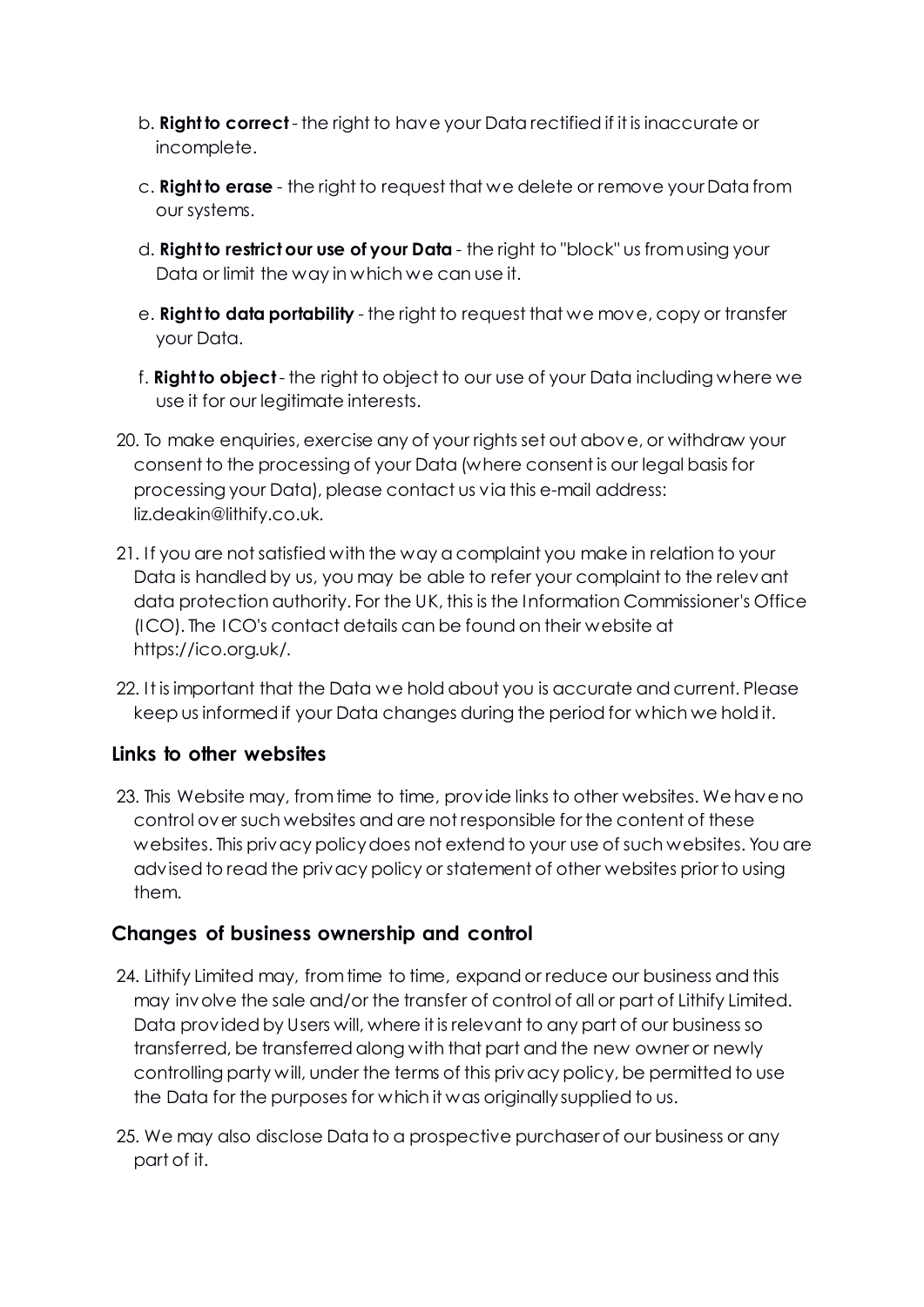b. **Right to correct** - the right to have your Data rectified if it is inaccurate or incomplete.

c. **Right to erase** - the right to request that we delete or remove your Data from our systems.

d. **Right to restrict our use of your Data** - the right to "block" us from using your Data or limit the way in which we can use it.

e. **Right to data portability** - the right to request that we move, copy or transfer your Data.

f. **Right to object** - the right to object to our use of your Data including where we use it for our legitimate interests.

20. To make enquiries, exercise any of your rights set out above, or withdraw your consent to the processing of your Data (where consent is our legal basis for processing your Data), please contact us via this e-mail address: liz.deakin@lithify.co.uk.

21. If you are not satisfied with the way a complaint you make in relation to your Data is handled by us, you may be able to refer your complaint to the relevant data protection authority. For the UK, this is the Information Commissioner's Office (ICO). The ICO's contact details can be found on their website at https://ico.org.uk/.

22. It is important that the Data we hold about you is accurate and current. Please keep us informed if your Data changes during the period for which we hold it.

## Links to other websites

23. This Website may, from time to time, provide links to other websites. We have no control over such websites and are not responsible for the content of these websites. This privacy policy does not extend to your use of such websites. You are advised to read the privacy policy or statement of other websites prior to using them.

## Changes of business ownership and control

24. Lithify Limited may, from time to time, expand or reduce our business and this may involve the sale and/or the transfer of control of all or part of Lithify Limited. Data provided by Users will, where it is relevant to any part of our business so transferred, be transferred along with that part and the new owner or newly controlling party will, under the terms of this privacy policy, be permitted to use the Data for the purposes for which it was originally supplied to us.

25. We may also disclose Data to a prospective purchaser of our business or any part of it.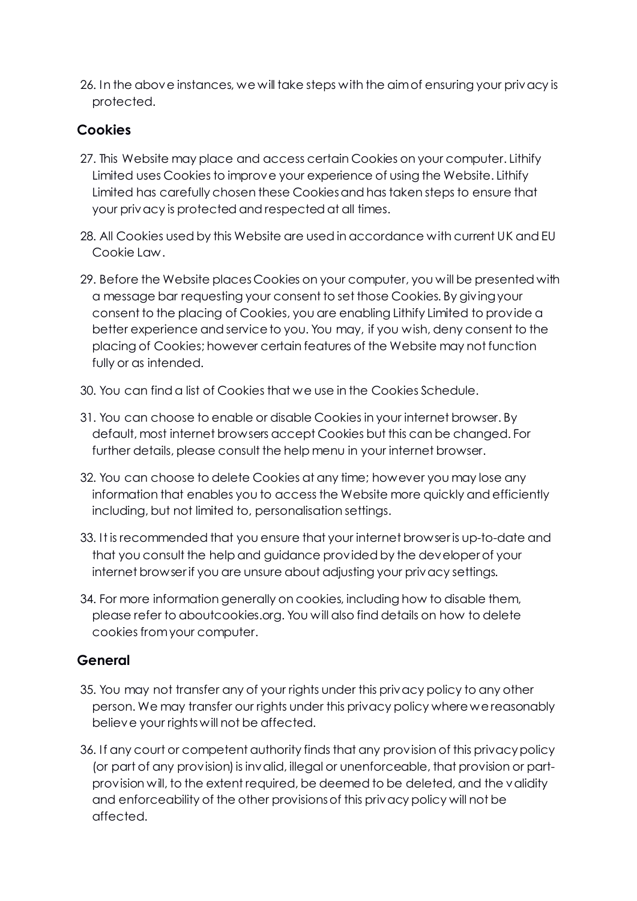26. In the above instances, we will take steps with the aim of ensuring your privacy is protected.

## Cookies

27. This Website may place and access certain Cookies on your computer. Lithify Limited uses Cookies to improve your experience of using the Website. Lithify Limited has carefully chosen these Cookies and has taken steps to ensure that your privacy is protected and respected at all times.

28. All Cookies used by this Website are used in accordance with current UK and EU Cookie Law.

29. Before the Website places Cookies on your computer, you will be presented with a message bar requesting your consent to set those Cookies. By giving your consent to the placing of Cookies, you are enabling Lithify Limited to provide a better experience and service to you. You may, if you wish, deny consent to the placing of Cookies; however certain features of the Website may not function fully or as intended.

30. You can find a list of Cookies that we use in the Cookies Schedule.

31. You can choose to enable or disable Cookies in your internet browser. By default, most internet browsers accept Cookies but this can be changed. For further details, please consult the help menu in your internet browser.

32. You can choose to delete Cookies at any time; however you may lose any information that enables you to access the Website more quickly and efficiently including, but not limited to, personalisation settings.

33. It is recommended that you ensure that your internet browser is up-to-date and that you consult the help and guidance provided by the developer of your internet browser if you are unsure about adjusting your privacy settings.

34. For more information generally on cookies, including how to disable them, please refer to aboutcookies.org. You will also find details on how to delete cookies from your computer.

## General

35. You may not transfer any of your rights under this privacy policy to any other person. We may transfer our rights under this privacy policy where we reasonably believe your rights will not be affected.

36. If any court or competent authority finds that any provision of this privacy policy (or part of any provision) is invalid, illegal or unenforceable, that provision or part-provision will, to the extent required, be deemed to be deleted, and the validity and enforceability of the other provisions of this privacy policy will not be affected.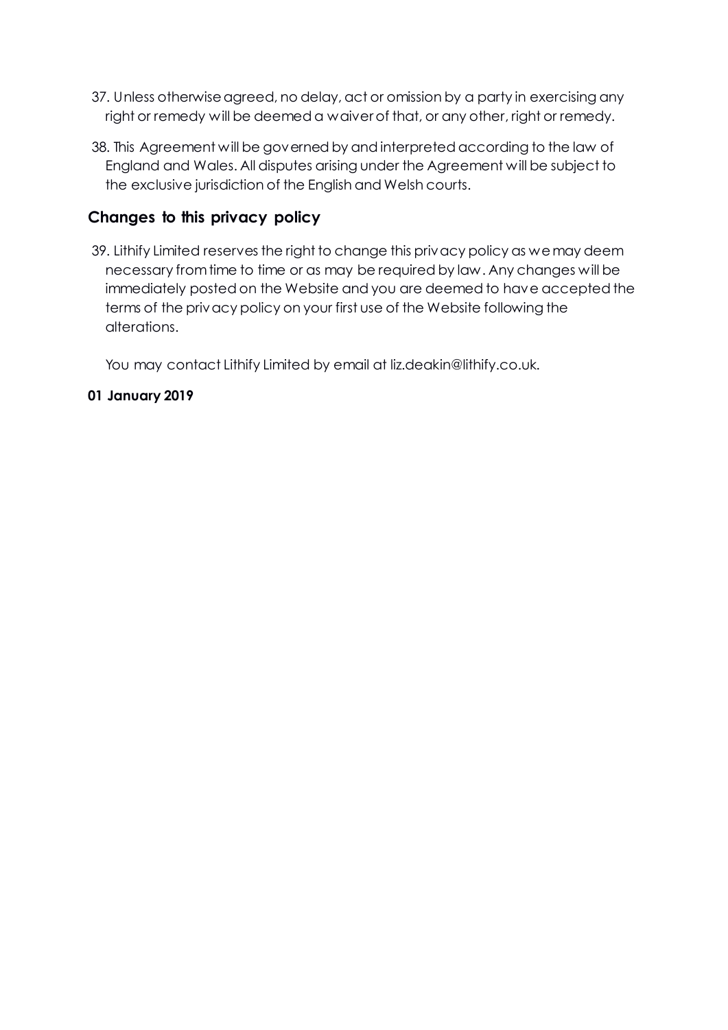37. Unless otherwise agreed, no delay, act or omission by a party in exercising any right or remedy will be deemed a waiver of that, or any other, right or remedy.

38. This Agreement will be governed by and interpreted according to the law of England and Wales. All disputes arising under the Agreement will be subject to the exclusive jurisdiction of the English and Welsh courts.

## Changes to this privacy policy

39. Lithify Limited reserves the right to change this privacy policy as we may deem necessary from time to time or as may be required by law. Any changes will be immediately posted on the Website and you are deemed to have accepted the terms of the privacy policy on your first use of the Website following the alterations.

You may contact Lithify Limited by email at liz.deakin@lithify.co.uk.

**01 January 2019**